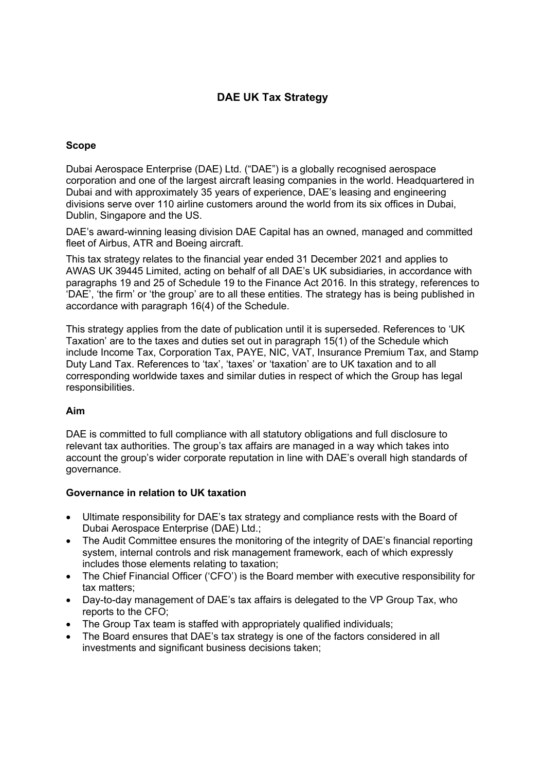# DAE UK Tax Strategy

## Scope

Dubai Aerospace Enterprise (DAE) Ltd. ("DAE") is a globally recognised aerospace corporation and one of the largest aircraft leasing companies in the world. Headquartered in Dubai and with approximately 35 years of experience, DAE's leasing and engineering divisions serve over 110 airline customers around the world from its six offices in Dubai, Dublin, Singapore and the US.

DAE's award-winning leasing division DAE Capital has an owned, managed and committed fleet of Airbus, ATR and Boeing aircraft.

This tax strategy relates to the financial year ended 31 December 2021 and applies to AWAS UK 39445 Limited, acting on behalf of all DAE's UK subsidiaries, in accordance with paragraphs 19 and 25 of Schedule 19 to the Finance Act 2016. In this strategy, references to 'DAE', 'the firm' or 'the group' are to all these entities. The strategy has is being published in accordance with paragraph 16(4) of the Schedule.

This strategy applies from the date of publication until it is superseded. References to 'UK Taxation' are to the taxes and duties set out in paragraph 15(1) of the Schedule which include Income Tax, Corporation Tax, PAYE, NIC, VAT, Insurance Premium Tax, and Stamp Duty Land Tax. References to 'tax', 'taxes' or 'taxation' are to UK taxation and to all corresponding worldwide taxes and similar duties in respect of which the Group has legal responsibilities.

## Aim

DAE is committed to full compliance with all statutory obligations and full disclosure to relevant tax authorities. The group's tax affairs are managed in a way which takes into account the group's wider corporate reputation in line with DAE's overall high standards of governance.

## Governance in relation to UK taxation

- Ultimate responsibility for DAE's tax strategy and compliance rests with the Board of Dubai Aerospace Enterprise (DAE) Ltd.;
- The Audit Committee ensures the monitoring of the integrity of DAE's financial reporting system, internal controls and risk management framework, each of which expressly includes those elements relating to taxation;
- The Chief Financial Officer ('CFO') is the Board member with executive responsibility for tax matters;
- Day-to-day management of DAE's tax affairs is delegated to the VP Group Tax, who reports to the CFO;
- The Group Tax team is staffed with appropriately qualified individuals;
- The Board ensures that DAE's tax strategy is one of the factors considered in all investments and significant business decisions taken;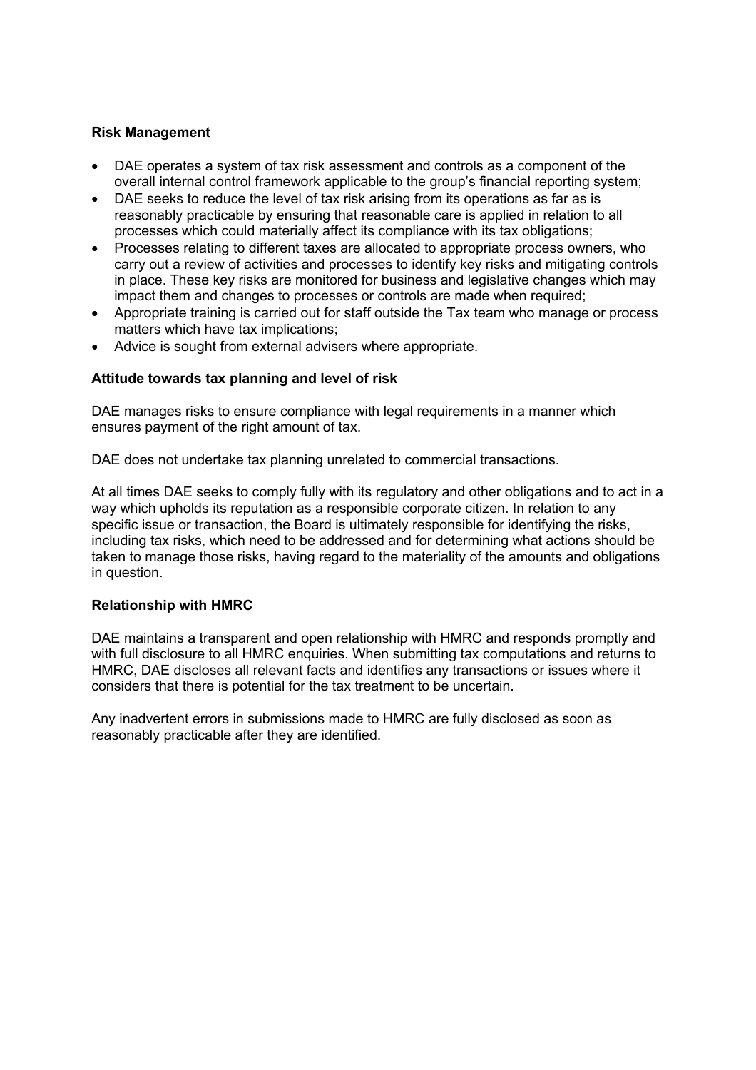**Risk Management**

- DAE operates a system of tax risk assessment and controls as a component of the overall internal control framework applicable to the group's financial reporting system;
- DAE seeks to reduce the level of tax risk arising from its operations as far as is reasonably practicable by ensuring that reasonable care is applied in relation to all processes which could materially affect its compliance with its tax obligations;
- Processes relating to different taxes are allocated to appropriate process owners, who carry out a review of activities and processes to identify key risks and mitigating controls in place. These key risks are monitored for business and legislative changes which may impact them and changes to processes or controls are made when required;
- Appropriate training is carried out for staff outside the Tax team who manage or process matters which have tax implications;
- Advice is sought from external advisers where appropriate.

**Attitude towards tax planning and level of risk**

DAE manages risks to ensure compliance with legal requirements in a manner which ensures payment of the right amount of tax.

DAE does not undertake tax planning unrelated to commercial transactions.

At all times DAE seeks to comply fully with its regulatory and other obligations and to act in a way which upholds its reputation as a responsible corporate citizen. In relation to any specific issue or transaction, the Board is ultimately responsible for identifying the risks, including tax risks, which need to be addressed and for determining what actions should be taken to manage those risks, having regard to the materiality of the amounts and obligations in question.

**Relationship with HMRC**

DAE maintains a transparent and open relationship with HMRC and responds promptly and with full disclosure to all HMRC enquiries. When submitting tax computations and returns to HMRC, DAE discloses all relevant facts and identifies any transactions or issues where it considers that there is potential for the tax treatment to be uncertain.

Any inadvertent errors in submissions made to HMRC are fully disclosed as soon as reasonably practicable after they are identified.